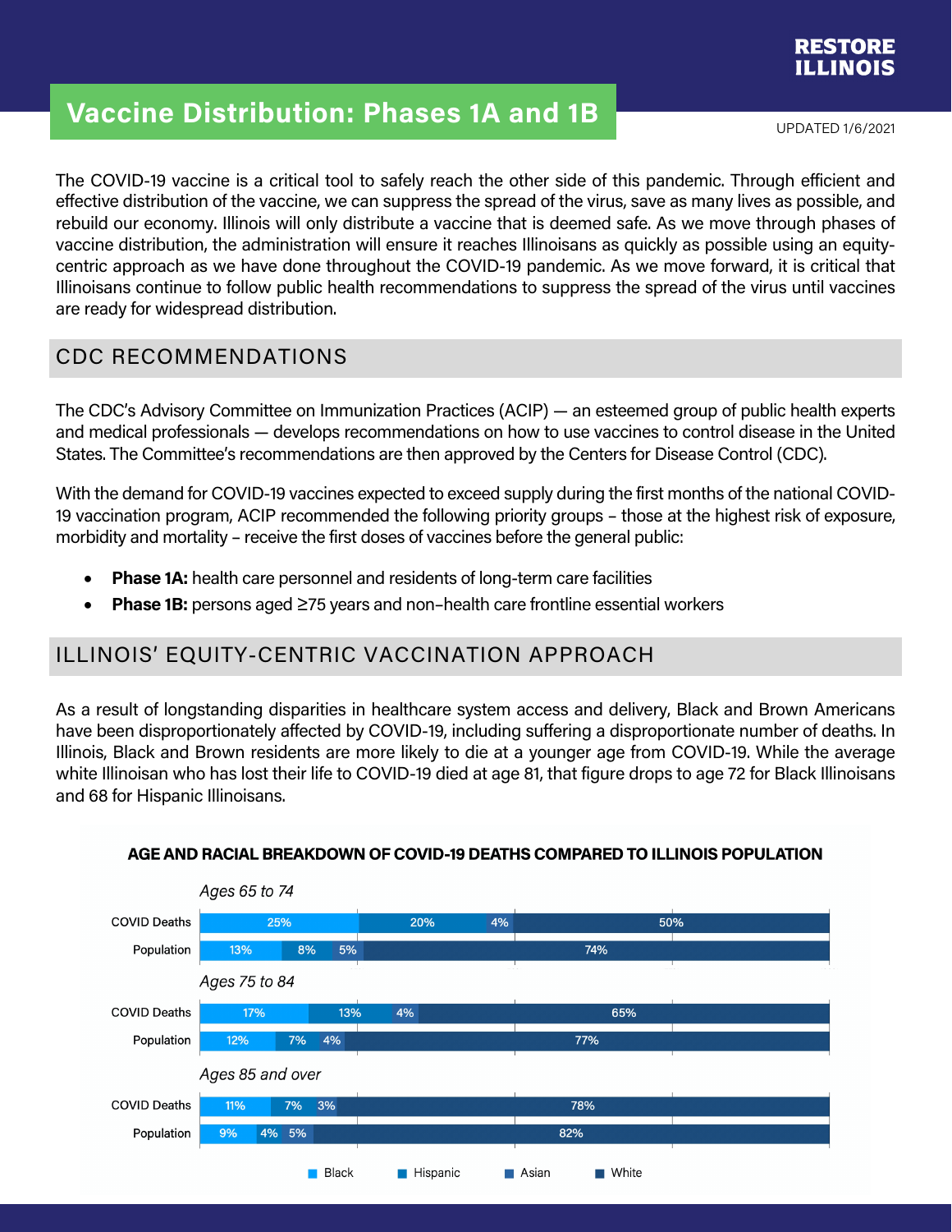RESTORE ILLINOIS

# Vaccine Distribution: Phases 1A and 1B

UPDATED 1/6/2021

The COVID-19 vaccine is a critical tool to safely reach the other side of this pandemic. Through efficient and effective distribution of the vaccine, we can suppress the spread of the virus, save as many lives as possible, and rebuild our economy. Illinois will only distribute a vaccine that is deemed safe. As we move through phases of vaccine distribution, the administration will ensure it reaches Illinoisans as quickly as possible using an equity-centric approach as we have done throughout the COVID-19 pandemic. As we move forward, it is critical that Illinoisans continue to follow public health recommendations to suppress the spread of the virus until vaccines are ready for widespread distribution.

## CDC RECOMMENDATIONS

The CDC's Advisory Committee on Immunization Practices (ACIP) — an esteemed group of public health experts and medical professionals — develops recommendations on how to use vaccines to control disease in the United States. The Committee's recommendations are then approved by the Centers for Disease Control (CDC).

With the demand for COVID-19 vaccines expected to exceed supply during the first months of the national COVID-19 vaccination program, ACIP recommended the following priority groups – those at the highest risk of exposure, morbidity and mortality – receive the first doses of vaccines before the general public:

- **Phase 1A:** health care personnel and residents of long-term care facilities
- **Phase 1B:** persons aged ≥75 years and non–health care frontline essential workers

## ILLINOIS' EQUITY-CENTRIC VACCINATION APPROACH

As a result of longstanding disparities in healthcare system access and delivery, Black and Brown Americans have been disproportionately affected by COVID-19, including suffering a disproportionate number of deaths. In Illinois, Black and Brown residents are more likely to die at a younger age from COVID-19. While the average white Illinoisan who has lost their life to COVID-19 died at age 81, that figure drops to age 72 for Black Illinoisans and 68 for Hispanic Illinoisans.

**AGE AND RACIAL BREAKDOWN OF COVID-19 DEATHS COMPARED TO ILLINOIS POPULATION**

*Ages 65 to 74*

COVID Deaths: 25% 20% 4% 50%

Population: 13% 8% 5% 74%

*Ages 75 to 84*

COVID Deaths: 17% 13% 4% 65%

Population: 12% 7% 4% 77%

*Ages 85 and over*

COVID Deaths: 11% 7% 3% 78%

Population: 9% 4% 5% 82%

Black Hispanic Asian White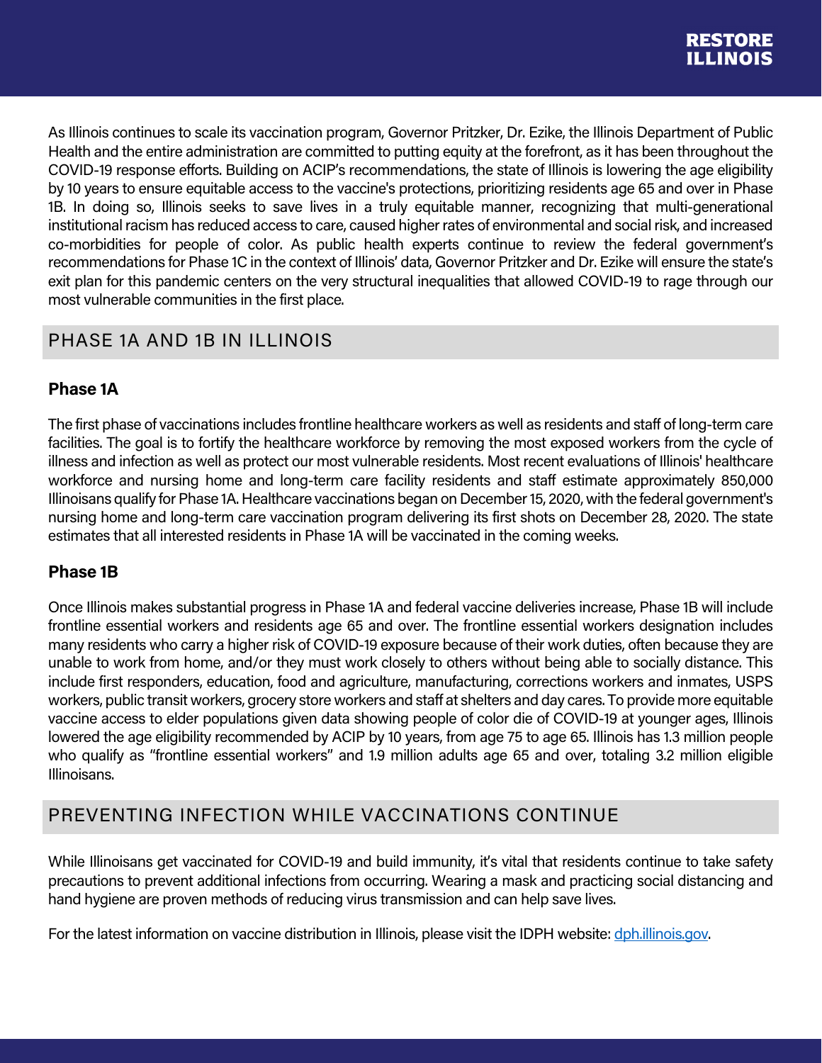As Illinois continues to scale its vaccination program, Governor Pritzker, Dr. Ezike, the Illinois Department of Public Health and the entire administration are committed to putting equity at the forefront, as it has been throughout the COVID-19 response efforts. Building on ACIP's recommendations, the state of Illinois is lowering the age eligibility by 10 years to ensure equitable access to the vaccine's protections, prioritizing residents age 65 and over in Phase 1B. In doing so, Illinois seeks to save lives in a truly equitable manner, recognizing that multi-generational institutional racism has reduced access to care, caused higher rates of environmental and social risk, and increased co-morbidities for people of color. As public health experts continue to review the federal government's recommendations for Phase 1C in the context of Illinois' data, Governor Pritzker and Dr. Ezike will ensure the state's exit plan for this pandemic centers on the very structural inequalities that allowed COVID-19 to rage through our most vulnerable communities in the first place.

## PHASE 1A AND 1B IN ILLINOIS

### Phase 1A

The first phase of vaccinations includes frontline healthcare workers as well as residents and staff of long-term care facilities. The goal is to fortify the healthcare workforce by removing the most exposed workers from the cycle of illness and infection as well as protect our most vulnerable residents. Most recent evaluations of Illinois' healthcare workforce and nursing home and long-term care facility residents and staff estimate approximately 850,000 Illinoisans qualify for Phase 1A. Healthcare vaccinations began on December 15, 2020, with the federal government's nursing home and long-term care vaccination program delivering its first shots on December 28, 2020. The state estimates that all interested residents in Phase 1A will be vaccinated in the coming weeks.

### Phase 1B

Once Illinois makes substantial progress in Phase 1A and federal vaccine deliveries increase, Phase 1B will include frontline essential workers and residents age 65 and over. The frontline essential workers designation includes many residents who carry a higher risk of COVID-19 exposure because of their work duties, often because they are unable to work from home, and/or they must work closely to others without being able to socially distance. This include first responders, education, food and agriculture, manufacturing, corrections workers and inmates, USPS workers, public transit workers, grocery store workers and staff at shelters and day cares. To provide more equitable vaccine access to elder populations given data showing people of color die of COVID-19 at younger ages, Illinois lowered the age eligibility recommended by ACIP by 10 years, from age 75 to age 65. Illinois has 1.3 million people who qualify as "frontline essential workers" and 1.9 million adults age 65 and over, totaling 3.2 million eligible Illinoisans.

## PREVENTING INFECTION WHILE VACCINATIONS CONTINUE

While Illinoisans get vaccinated for COVID-19 and build immunity, it's vital that residents continue to take safety precautions to prevent additional infections from occurring. Wearing a mask and practicing social distancing and hand hygiene are proven methods of reducing virus transmission and can help save lives.

For the latest information on vaccine distribution in Illinois, please visit the IDPH website: [dph.illinois.gov](dph.illinois.gov).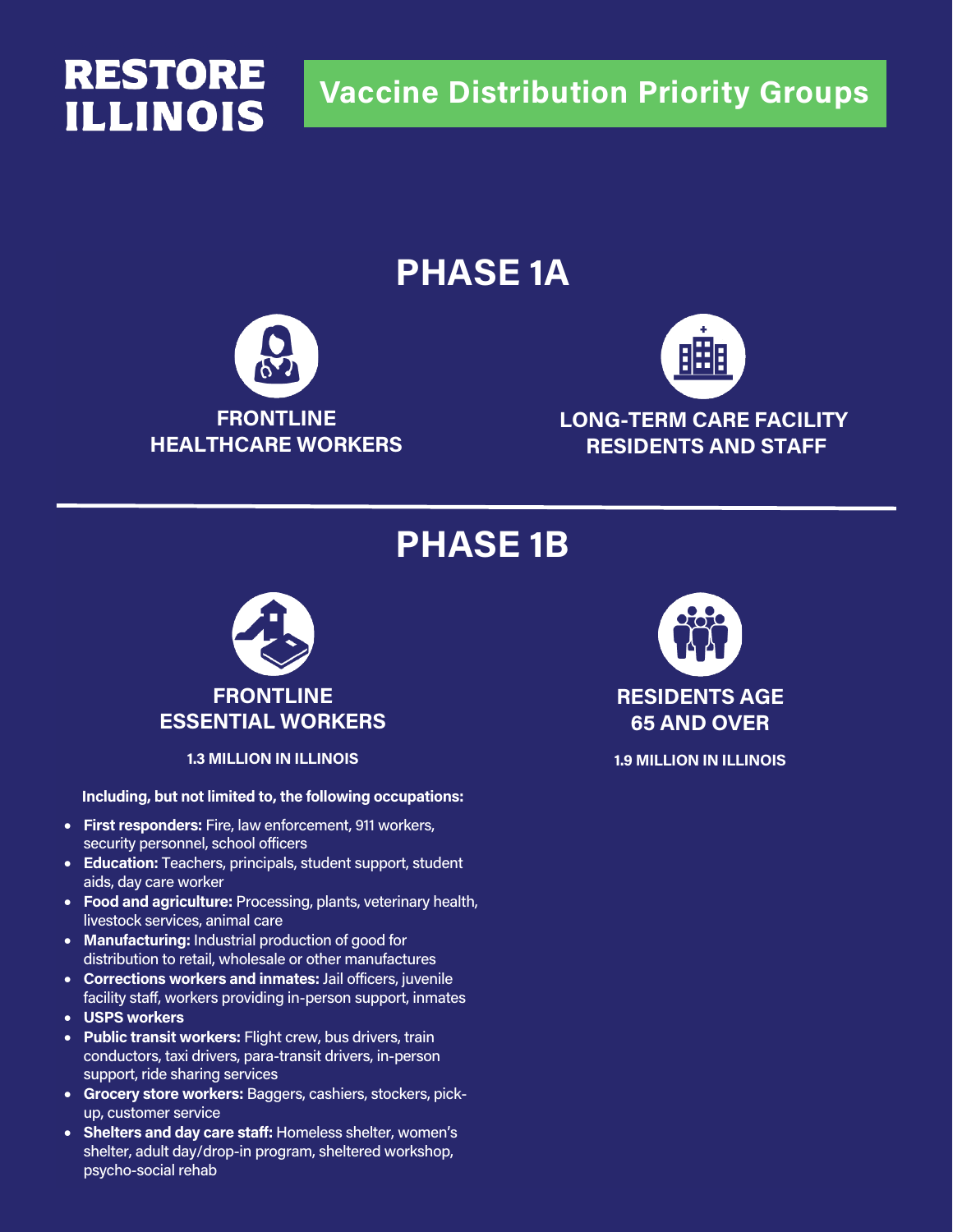# RESTORE ILLINOIS

## Vaccine Distribution Priority Groups

## PHASE 1A

**FRONTLINE HEALTHCARE WORKERS**

**LONG-TERM CARE FACILITY RESIDENTS AND STAFF**

## PHASE 1B

**FRONTLINE ESSENTIAL WORKERS**

**1.3 MILLION IN ILLINOIS**

**Including, but not limited to, the following occupations:**

- **First responders:** Fire, law enforcement, 911 workers, security personnel, school officers
- **Education:** Teachers, principals, student support, student aids, day care worker
- **Food and agriculture:** Processing, plants, veterinary health, livestock services, animal care
- **Manufacturing:** Industrial production of good for distribution to retail, wholesale or other manufactures
- **Corrections workers and inmates:** Jail officers, juvenile facility staff, workers providing in-person support, inmates
- **USPS workers**
- **Public transit workers:** Flight crew, bus drivers, train conductors, taxi drivers, para-transit drivers, in-person support, ride sharing services
- **Grocery store workers:** Baggers, cashiers, stockers, pick-up, customer service
- **Shelters and day care staff:** Homeless shelter, women's shelter, adult day/drop-in program, sheltered workshop, psycho-social rehab

**RESIDENTS AGE 65 AND OVER**

**1.9 MILLION IN ILLINOIS**